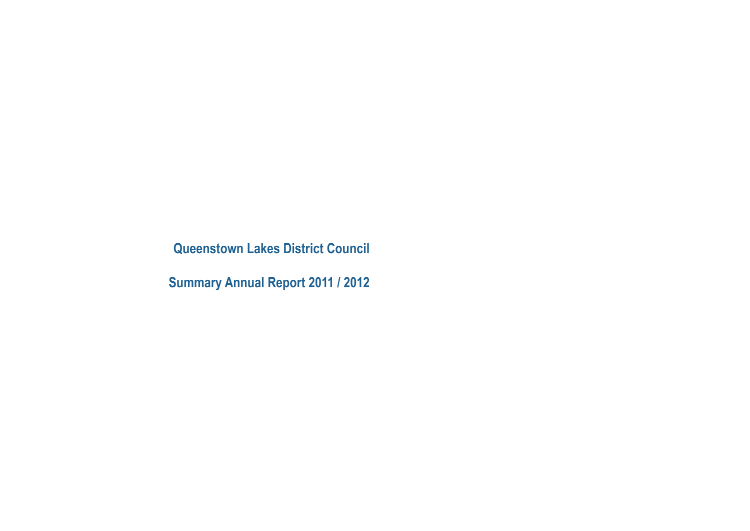# Queenstown Lakes District Council

## Summary Annual Report 2011 / 2012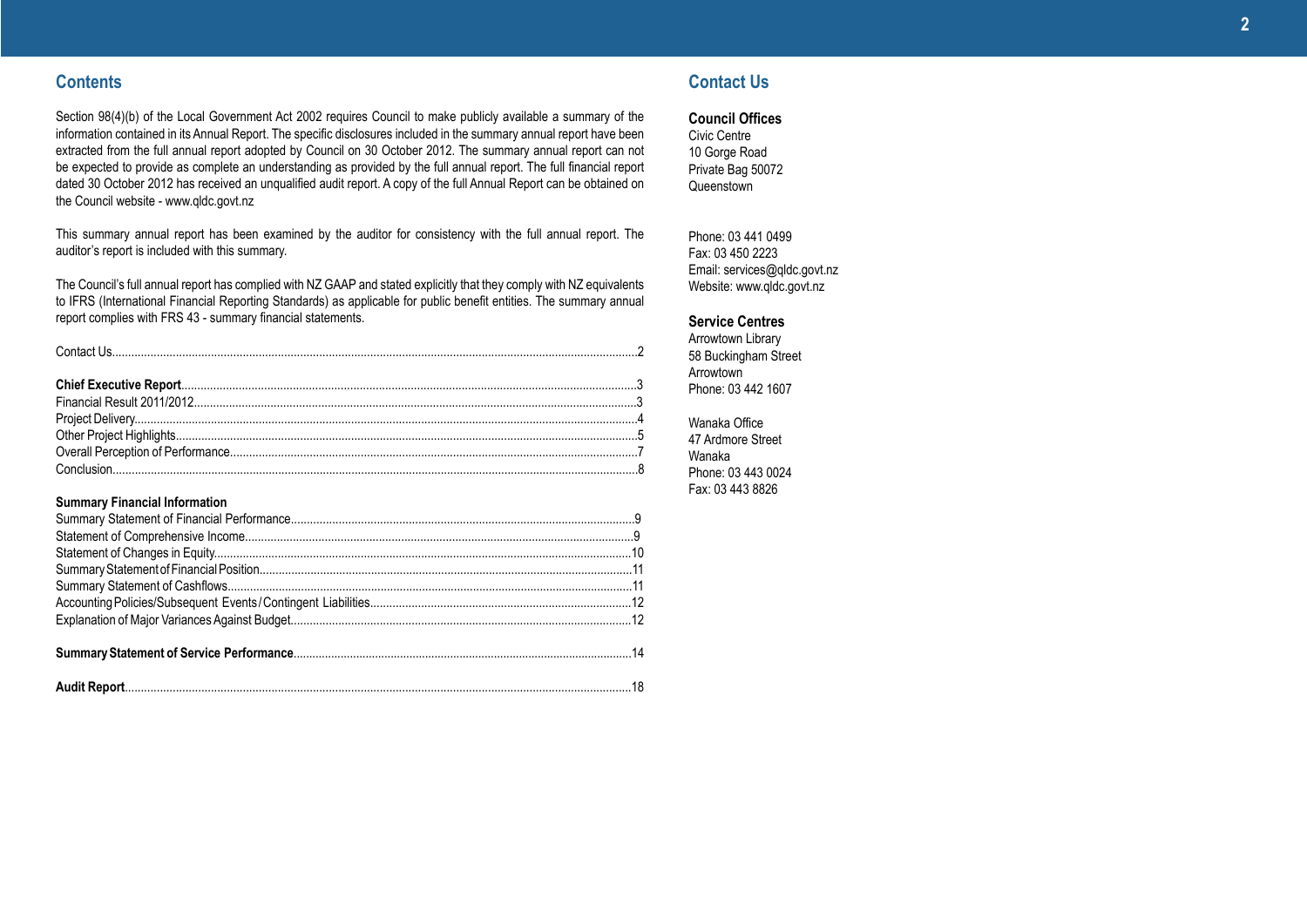## Contents

Section 98(4)(b) of the Local Government Act 2002 requires Council to make publicly available a summary of the information contained in its Annual Report. The specific disclosures included in the summary annual report have been extracted from the full annual report adopted by Council on 30 October 2012. The summary annual report can not be expected to provide as complete an understanding as provided by the full annual report. The full financial report dated 30 October 2012 has received an unqualified audit report. A copy of the full Annual Report can be obtained on the Council website - www.qldc.govt.nz

This summary annual report has been examined by the auditor for consistency with the full annual report. The auditor's report is included with this summary.

The Council's full annual report has complied with NZ GAAP and stated explicitly that they comply with NZ equivalents to IFRS (International Financial Reporting Standards) as applicable for public benefit entities. The summary annual report complies with FRS 43 - summary financial statements.

Contact Us....2

**Chief Executive Report**....3
Financial Result 2011/2012....3
Project Delivery....4
Other Project Highlights....5
Overall Perception of Performance....7
Conclusion....8

**Summary Financial Information**
Summary Statement of Financial Performance....9
Statement of Comprehensive Income....9
Statement of Changes in Equity....10
Summary Statement of Financial Position....11
Summary Statement of Cashflows....11
Accounting Policies/Subsequent Events/Contingent Liabilities....12
Explanation of Major Variances Against Budget....12

**Summary Statement of Service Performance**....14

**Audit Report**....18

## Contact Us

### Council Offices

Civic Centre
10 Gorge Road
Private Bag 50072
Queenstown

Phone: 03 441 0499
Fax: 03 450 2223
Email: services@qldc.govt.nz
Website: www.qldc.govt.nz

### Service Centres

Arrowtown Library
58 Buckingham Street
Arrowtown
Phone: 03 442 1607

Wanaka Office
47 Ardmore Street
Wanaka
Phone: 03 443 0024
Fax: 03 443 8826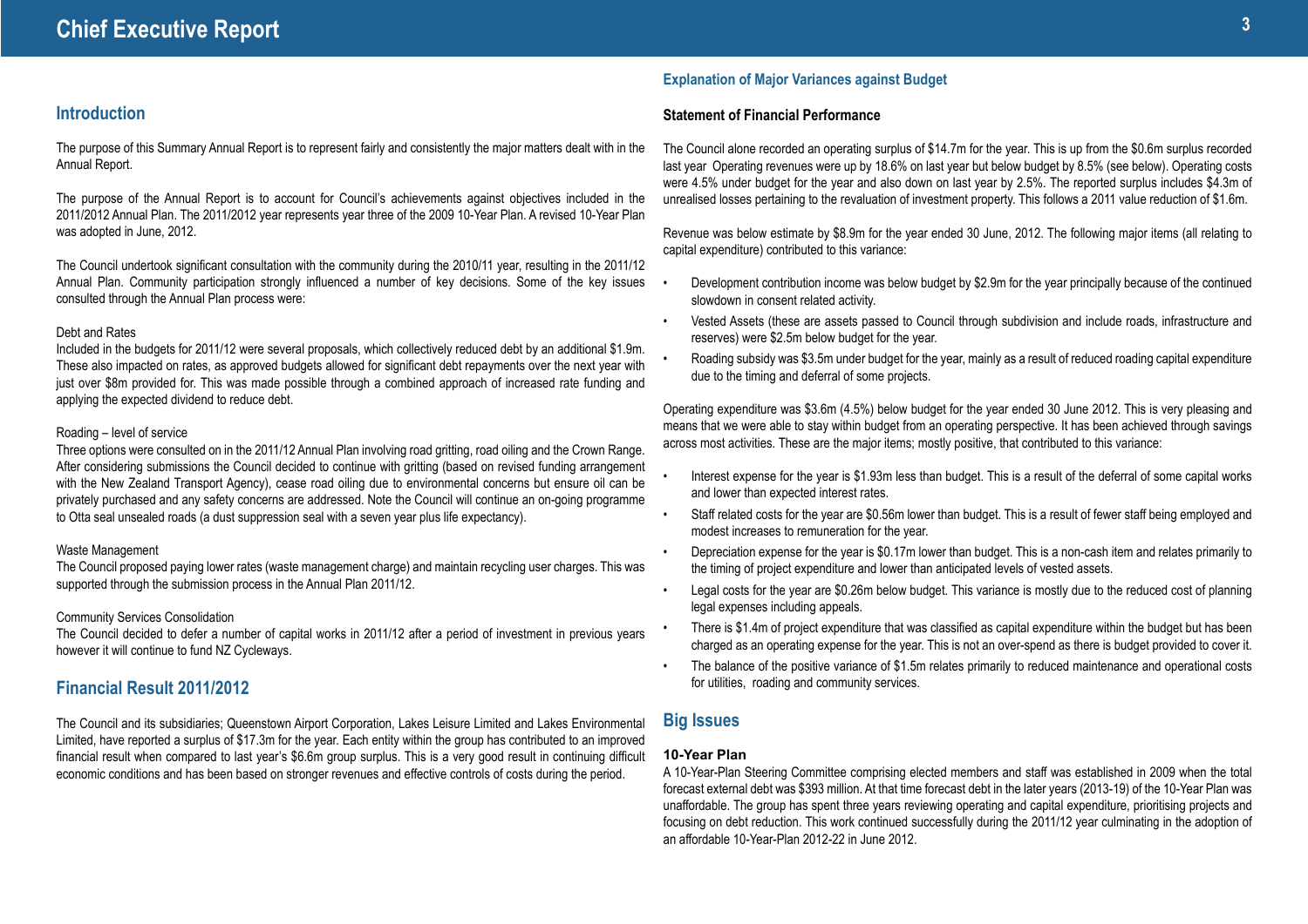# Chief Executive Report

## Introduction

The purpose of this Summary Annual Report is to represent fairly and consistently the major matters dealt with in the Annual Report.

The purpose of the Annual Report is to account for Council's achievements against objectives included in the 2011/2012 Annual Plan. The 2011/2012 year represents year three of the 2009 10-Year Plan. A revised 10-Year Plan was adopted in June, 2012.

The Council undertook significant consultation with the community during the 2010/11 year, resulting in the 2011/12 Annual Plan. Community participation strongly influenced a number of key decisions. Some of the key issues consulted through the Annual Plan process were:

Debt and Rates
Included in the budgets for 2011/12 were several proposals, which collectively reduced debt by an additional $1.9m. These also impacted on rates, as approved budgets allowed for significant debt repayments over the next year with just over $8m provided for. This was made possible through a combined approach of increased rate funding and applying the expected dividend to reduce debt.

Roading – level of service
Three options were consulted on in the 2011/12 Annual Plan involving road gritting, road oiling and the Crown Range. After considering submissions the Council decided to continue with gritting (based on revised funding arrangement with the New Zealand Transport Agency), cease road oiling due to environmental concerns but ensure oil can be privately purchased and any safety concerns are addressed. Note the Council will continue an on-going programme to Otta seal unsealed roads (a dust suppression seal with a seven year plus life expectancy).

Waste Management
The Council proposed paying lower rates (waste management charge) and maintain recycling user charges. This was supported through the submission process in the Annual Plan 2011/12.

Community Services Consolidation
The Council decided to defer a number of capital works in 2011/12 after a period of investment in previous years however it will continue to fund NZ Cycleways.

## Financial Result 2011/2012

The Council and its subsidiaries; Queenstown Airport Corporation, Lakes Leisure Limited and Lakes Environmental Limited, have reported a surplus of $17.3m for the year. Each entity within the group has contributed to an improved financial result when compared to last year's $6.6m group surplus. This is a very good result in continuing difficult economic conditions and has been based on stronger revenues and effective controls of costs during the period.

### Explanation of Major Variances against Budget

**Statement of Financial Performance**

The Council alone recorded an operating surplus of $14.7m for the year. This is up from the $0.6m surplus recorded last year Operating revenues were up by 18.6% on last year but below budget by 8.5% (see below). Operating costs were 4.5% under budget for the year and also down on last year by 2.5%. The reported surplus includes $4.3m of unrealised losses pertaining to the revaluation of investment property. This follows a 2011 value reduction of $1.6m.

Revenue was below estimate by $8.9m for the year ended 30 June, 2012. The following major items (all relating to capital expenditure) contributed to this variance:

- Development contribution income was below budget by $2.9m for the year principally because of the continued slowdown in consent related activity.
- Vested Assets (these are assets passed to Council through subdivision and include roads, infrastructure and reserves) were $2.5m below budget for the year.
- Roading subsidy was $3.5m under budget for the year, mainly as a result of reduced roading capital expenditure due to the timing and deferral of some projects.

Operating expenditure was $3.6m (4.5%) below budget for the year ended 30 June 2012. This is very pleasing and means that we were able to stay within budget from an operating perspective. It has been achieved through savings across most activities. These are the major items; mostly positive, that contributed to this variance:

- Interest expense for the year is $1.93m less than budget. This is a result of the deferral of some capital works and lower than expected interest rates.
- Staff related costs for the year are $0.56m lower than budget. This is a result of fewer staff being employed and modest increases to remuneration for the year.
- Depreciation expense for the year is $0.17m lower than budget. This is a non-cash item and relates primarily to the timing of project expenditure and lower than anticipated levels of vested assets.
- Legal costs for the year are $0.26m below budget. This variance is mostly due to the reduced cost of planning legal expenses including appeals.
- There is $1.4m of project expenditure that was classified as capital expenditure within the budget but has been charged as an operating expense for the year. This is not an over-spend as there is budget provided to cover it.
- The balance of the positive variance of $1.5m relates primarily to reduced maintenance and operational costs for utilities, roading and community services.

## Big Issues

**10-Year Plan**
A 10-Year-Plan Steering Committee comprising elected members and staff was established in 2009 when the total forecast external debt was $393 million. At that time forecast debt in the later years (2013-19) of the 10-Year Plan was unaffordable. The group has spent three years reviewing operating and capital expenditure, prioritising projects and focusing on debt reduction. This work continued successfully during the 2011/12 year culminating in the adoption of an affordable 10-Year-Plan 2012-22 in June 2012.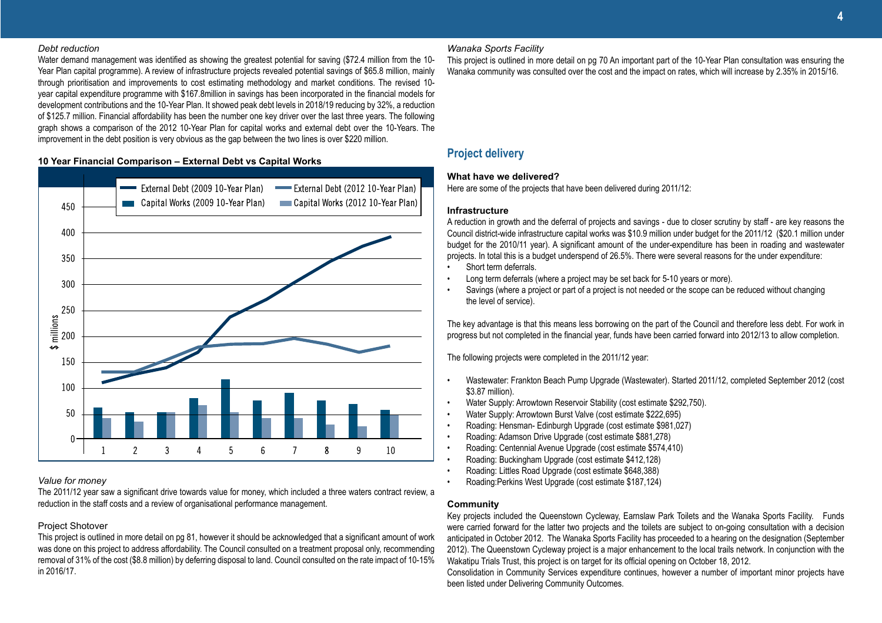*Debt reduction*

Water demand management was identified as showing the greatest potential for saving ($72.4 million from the 10-Year Plan capital programme). A review of infrastructure projects revealed potential savings of $65.8 million, mainly through prioritisation and improvements to cost estimating methodology and market conditions. The revised 10-year capital expenditure programme with $167.8million in savings has been incorporated in the financial models for development contributions and the 10-Year Plan. It showed peak debt levels in 2018/19 reducing by 32%, a reduction of $125.7 million. Financial affordability has been the number one key driver over the last three years. The following graph shows a comparison of the 2012 10-Year Plan for capital works and external debt over the 10-Years. The improvement in the debt position is very obvious as the gap between the two lines is over $220 million.

**10 Year Financial Comparison – External Debt vs Capital Works**

*Value for money*

The 2011/12 year saw a significant drive towards value for money, which included a three waters contract review, a reduction in the staff costs and a review of organisational performance management.

Project Shotover

This project is outlined in more detail on pg 81, however it should be acknowledged that a significant amount of work was done on this project to address affordability. The Council consulted on a treatment proposal only, recommending removal of 31% of the cost ($8.8 million) by deferring disposal to land. Council consulted on the rate impact of 10-15% in 2016/17.

*Wanaka Sports Facility*

This project is outlined in more detail on pg 70 An important part of the 10-Year Plan consultation was ensuring the Wanaka community was consulted over the cost and the impact on rates, which will increase by 2.35% in 2015/16.

## Project delivery

**What have we delivered?**

Here are some of the projects that have been delivered during 2011/12:

**Infrastructure**

A reduction in growth and the deferral of projects and savings - due to closer scrutiny by staff - are key reasons the Council district-wide infrastructure capital works was $10.9 million under budget for the 2011/12 ($20.1 million under budget for the 2010/11 year). A significant amount of the under-expenditure has been in roading and wastewater projects. In total this is a budget underspend of 26.5%. There were several reasons for the under expenditure:

- Short term deferrals.
- Long term deferrals (where a project may be set back for 5-10 years or more).
- Savings (where a project or part of a project is not needed or the scope can be reduced without changing the level of service).

The key advantage is that this means less borrowing on the part of the Council and therefore less debt. For work in progress but not completed in the financial year, funds have been carried forward into 2012/13 to allow completion.

The following projects were completed in the 2011/12 year:

- Wastewater: Frankton Beach Pump Upgrade (Wastewater). Started 2011/12, completed September 2012 (cost $3.87 million).
- Water Supply: Arrowtown Reservoir Stability (cost estimate $292,750).
- Water Supply: Arrowtown Burst Valve (cost estimate $222,695)
- Roading: Hensman- Edinburgh Upgrade (cost estimate $981,027)
- Roading: Adamson Drive Upgrade (cost estimate $881,278)
- Roading: Centennial Avenue Upgrade (cost estimate $574,410)
- Roading: Buckingham Upgrade (cost estimate $412,128)
- Roading: Littles Road Upgrade (cost estimate $648,388)
- Roading:Perkins West Upgrade (cost estimate $187,124)

**Community**

Key projects included the Queenstown Cycleway, Earnslaw Park Toilets and the Wanaka Sports Facility. Funds were carried forward for the latter two projects and the toilets are subject to on-going consultation with a decision anticipated in October 2012. The Wanaka Sports Facility has proceeded to a hearing on the designation (September 2012). The Queenstown Cycleway project is a major enhancement to the local trails network. In conjunction with the Wakatipu Trials Trust, this project is on target for its official opening on October 18, 2012.

Consolidation in Community Services expenditure continues, however a number of important minor projects have been listed under Delivering Community Outcomes.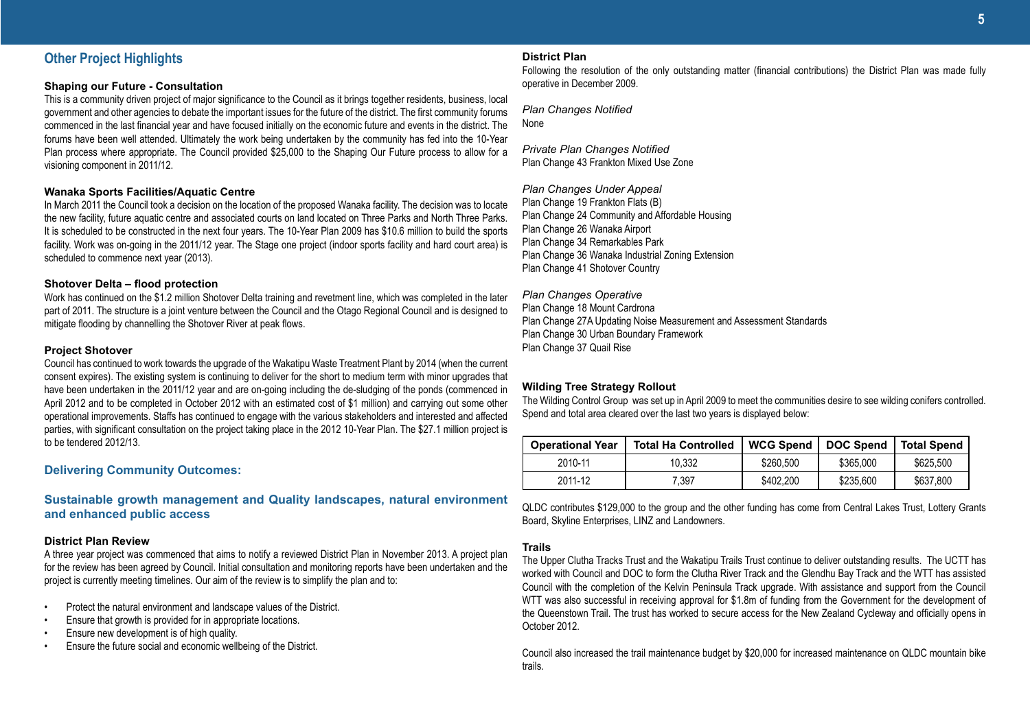## Other Project Highlights

### Shaping our Future - Consultation

This is a community driven project of major significance to the Council as it brings together residents, business, local government and other agencies to debate the important issues for the future of the district. The first community forums commenced in the last financial year and have focused initially on the economic future and events in the district. The forums have been well attended. Ultimately the work being undertaken by the community has fed into the 10-Year Plan process where appropriate. The Council provided $25,000 to the Shaping Our Future process to allow for a visioning component in 2011/12.

### Wanaka Sports Facilities/Aquatic Centre

In March 2011 the Council took a decision on the location of the proposed Wanaka facility. The decision was to locate the new facility, future aquatic centre and associated courts on land located on Three Parks and North Three Parks. It is scheduled to be constructed in the next four years. The 10-Year Plan 2009 has $10.6 million to build the sports facility. Work was on-going in the 2011/12 year. The Stage one project (indoor sports facility and hard court area) is scheduled to commence next year (2013).

### Shotover Delta – flood protection

Work has continued on the $1.2 million Shotover Delta training and revetment line, which was completed in the later part of 2011. The structure is a joint venture between the Council and the Otago Regional Council and is designed to mitigate flooding by channelling the Shotover River at peak flows.

### Project Shotover

Council has continued to work towards the upgrade of the Wakatipu Waste Treatment Plant by 2014 (when the current consent expires). The existing system is continuing to deliver for the short to medium term with minor upgrades that have been undertaken in the 2011/12 year and are on-going including the de-sludging of the ponds (commenced in April 2012 and to be completed in October 2012 with an estimated cost of $1 million) and carrying out some other operational improvements. Staffs has continued to engage with the various stakeholders and interested and affected parties, with significant consultation on the project taking place in the 2012 10-Year Plan. The $27.1 million project is to be tendered 2012/13.

## Delivering Community Outcomes:

## Sustainable growth management and Quality landscapes, natural environment and enhanced public access

### District Plan Review

A three year project was commenced that aims to notify a reviewed District Plan in November 2013. A project plan for the review has been agreed by Council. Initial consultation and monitoring reports have been undertaken and the project is currently meeting timelines. Our aim of the review is to simplify the plan and to:

- Protect the natural environment and landscape values of the District.
- Ensure that growth is provided for in appropriate locations.
- Ensure new development is of high quality.
- Ensure the future social and economic wellbeing of the District.

### District Plan

Following the resolution of the only outstanding matter (financial contributions) the District Plan was made fully operative in December 2009.

*Plan Changes Notified*

None

*Private Plan Changes Notified*

Plan Change 43 Frankton Mixed Use Zone

*Plan Changes Under Appeal*

Plan Change 19 Frankton Flats (B)
Plan Change 24 Community and Affordable Housing
Plan Change 26 Wanaka Airport
Plan Change 34 Remarkables Park
Plan Change 36 Wanaka Industrial Zoning Extension
Plan Change 41 Shotover Country

*Plan Changes Operative*

Plan Change 18 Mount Cardrona
Plan Change 27A Updating Noise Measurement and Assessment Standards
Plan Change 30 Urban Boundary Framework
Plan Change 37 Quail Rise

### Wilding Tree Strategy Rollout

The Wilding Control Group was set up in April 2009 to meet the communities desire to see wilding conifers controlled. Spend and total area cleared over the last two years is displayed below:

| Operational Year | Total Ha Controlled | WCG Spend | DOC Spend | Total Spend |
|---|---|---|---|---|
| 2010-11 | 10,332 | $260,500 | $365,000 | $625,500 |
| 2011-12 | 7,397 | $402,200 | $235,600 | $637,800 |

QLDC contributes $129,000 to the group and the other funding has come from Central Lakes Trust, Lottery Grants Board, Skyline Enterprises, LINZ and Landowners.

### Trails

The Upper Clutha Tracks Trust and the Wakatipu Trails Trust continue to deliver outstanding results. The UCTT has worked with Council and DOC to form the Clutha River Track and the Glendhu Bay Track and the WTT has assisted Council with the completion of the Kelvin Peninsula Track upgrade. With assistance and support from the Council WTT was also successful in receiving approval for $1.8m of funding from the Government for the development of the Queenstown Trail. The trust has worked to secure access for the New Zealand Cycleway and officially opens in October 2012.

Council also increased the trail maintenance budget by $20,000 for increased maintenance on QLDC mountain bike trails.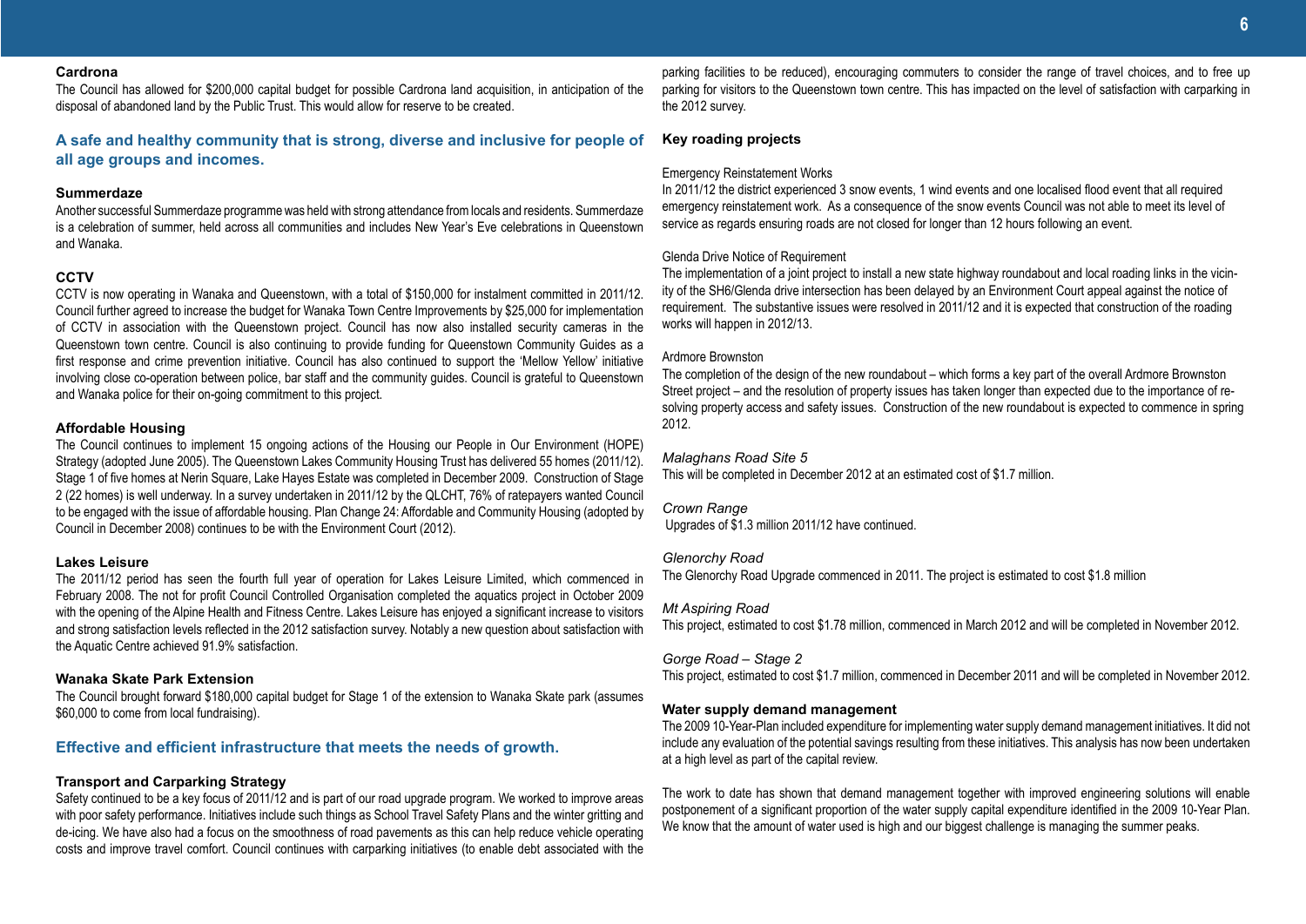### Cardrona

The Council has allowed for $200,000 capital budget for possible Cardrona land acquisition, in anticipation of the disposal of abandoned land by the Public Trust. This would allow for reserve to be created.

## A safe and healthy community that is strong, diverse and inclusive for people of all age groups and incomes.

### Summerdaze

Another successful Summerdaze programme was held with strong attendance from locals and residents. Summerdaze is a celebration of summer, held across all communities and includes New Year's Eve celebrations in Queenstown and Wanaka.

### CCTV

CCTV is now operating in Wanaka and Queenstown, with a total of $150,000 for instalment committed in 2011/12. Council further agreed to increase the budget for Wanaka Town Centre Improvements by $25,000 for implementation of CCTV in association with the Queenstown project. Council has now also installed security cameras in the Queenstown town centre. Council is also continuing to provide funding for Queenstown Community Guides as a first response and crime prevention initiative. Council has also continued to support the 'Mellow Yellow' initiative involving close co-operation between police, bar staff and the community guides. Council is grateful to Queenstown and Wanaka police for their on-going commitment to this project.

### Affordable Housing

The Council continues to implement 15 ongoing actions of the Housing our People in Our Environment (HOPE) Strategy (adopted June 2005). The Queenstown Lakes Community Housing Trust has delivered 55 homes (2011/12). Stage 1 of five homes at Nerin Square, Lake Hayes Estate was completed in December 2009. Construction of Stage 2 (22 homes) is well underway. In a survey undertaken in 2011/12 by the QLCHT, 76% of ratepayers wanted Council to be engaged with the issue of affordable housing. Plan Change 24: Affordable and Community Housing (adopted by Council in December 2008) continues to be with the Environment Court (2012).

### Lakes Leisure

The 2011/12 period has seen the fourth full year of operation for Lakes Leisure Limited, which commenced in February 2008. The not for profit Council Controlled Organisation completed the aquatics project in October 2009 with the opening of the Alpine Health and Fitness Centre. Lakes Leisure has enjoyed a significant increase to visitors and strong satisfaction levels reflected in the 2012 satisfaction survey. Notably a new question about satisfaction with the Aquatic Centre achieved 91.9% satisfaction.

### Wanaka Skate Park Extension

The Council brought forward $180,000 capital budget for Stage 1 of the extension to Wanaka Skate park (assumes $60,000 to come from local fundraising).

## Effective and efficient infrastructure that meets the needs of growth.

### Transport and Carparking Strategy

Safety continued to be a key focus of 2011/12 and is part of our road upgrade program. We worked to improve areas with poor safety performance. Initiatives include such things as School Travel Safety Plans and the winter gritting and de-icing. We have also had a focus on the smoothness of road pavements as this can help reduce vehicle operating costs and improve travel comfort. Council continues with carparking initiatives (to enable debt associated with the parking facilities to be reduced), encouraging commuters to consider the range of travel choices, and to free up parking for visitors to the Queenstown town centre. This has impacted on the level of satisfaction with carparking in the 2012 survey.

### Key roading projects

Emergency Reinstatement Works

In 2011/12 the district experienced 3 snow events, 1 wind events and one localised flood event that all required emergency reinstatement work. As a consequence of the snow events Council was not able to meet its level of service as regards ensuring roads are not closed for longer than 12 hours following an event.

Glenda Drive Notice of Requirement

The implementation of a joint project to install a new state highway roundabout and local roading links in the vicinity of the SH6/Glenda drive intersection has been delayed by an Environment Court appeal against the notice of requirement. The substantive issues were resolved in 2011/12 and it is expected that construction of the roading works will happen in 2012/13.

Ardmore Brownston

The completion of the design of the new roundabout – which forms a key part of the overall Ardmore Brownston Street project – and the resolution of property issues has taken longer than expected due to the importance of resolving property access and safety issues. Construction of the new roundabout is expected to commence in spring 2012.

*Malaghans Road Site 5*

This will be completed in December 2012 at an estimated cost of $1.7 million.

*Crown Range*

Upgrades of $1.3 million 2011/12 have continued.

*Glenorchy Road*

The Glenorchy Road Upgrade commenced in 2011. The project is estimated to cost $1.8 million

*Mt Aspiring Road*

This project, estimated to cost $1.78 million, commenced in March 2012 and will be completed in November 2012.

*Gorge Road – Stage 2*

This project, estimated to cost $1.7 million, commenced in December 2011 and will be completed in November 2012.

### Water supply demand management

The 2009 10-Year-Plan included expenditure for implementing water supply demand management initiatives. It did not include any evaluation of the potential savings resulting from these initiatives. This analysis has now been undertaken at a high level as part of the capital review.

The work to date has shown that demand management together with improved engineering solutions will enable postponement of a significant proportion of the water supply capital expenditure identified in the 2009 10-Year Plan. We know that the amount of water used is high and our biggest challenge is managing the summer peaks.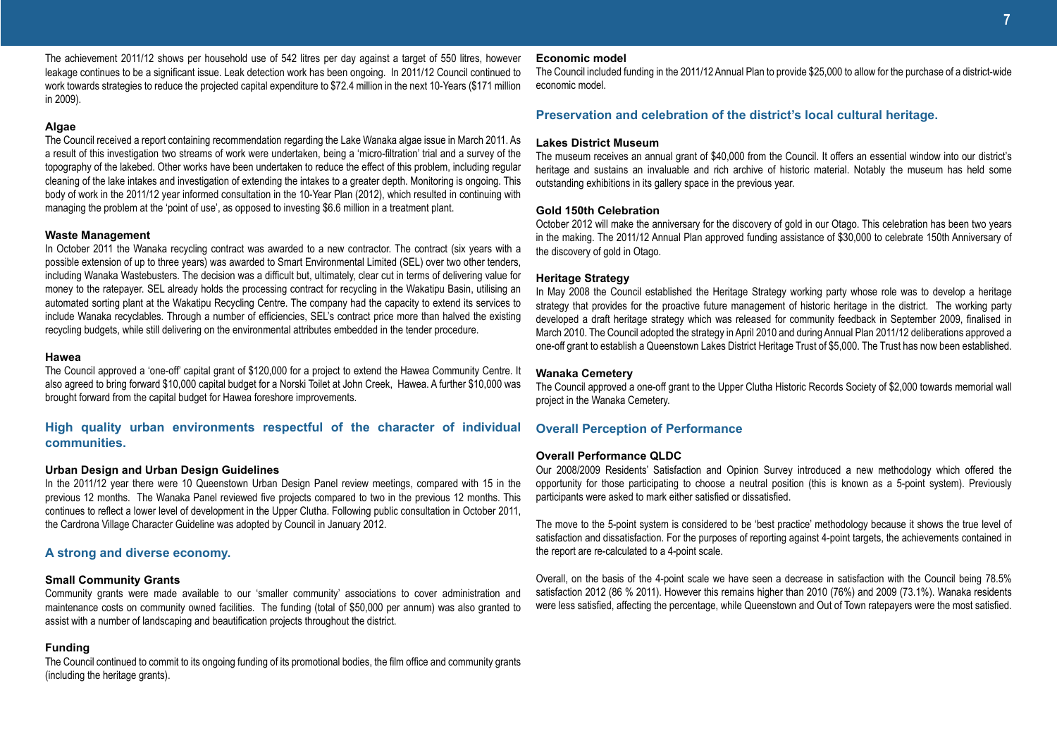The achievement 2011/12 shows per household use of 542 litres per day against a target of 550 litres, however leakage continues to be a significant issue. Leak detection work has been ongoing. In 2011/12 Council continued to work towards strategies to reduce the projected capital expenditure to $72.4 million in the next 10-Years ($171 million in 2009).

#### Algae

The Council received a report containing recommendation regarding the Lake Wanaka algae issue in March 2011. As a result of this investigation two streams of work were undertaken, being a 'micro-filtration' trial and a survey of the topography of the lakebed. Other works have been undertaken to reduce the effect of this problem, including regular cleaning of the lake intakes and investigation of extending the intakes to a greater depth. Monitoring is ongoing. This body of work in the 2011/12 year informed consultation in the 10-Year Plan (2012), which resulted in continuing with managing the problem at the 'point of use', as opposed to investing $6.6 million in a treatment plant.

#### Waste Management

In October 2011 the Wanaka recycling contract was awarded to a new contractor. The contract (six years with a possible extension of up to three years) was awarded to Smart Environmental Limited (SEL) over two other tenders, including Wanaka Wastebusters. The decision was a difficult but, ultimately, clear cut in terms of delivering value for money to the ratepayer. SEL already holds the processing contract for recycling in the Wakatipu Basin, utilising an automated sorting plant at the Wakatipu Recycling Centre. The company had the capacity to extend its services to include Wanaka recyclables. Through a number of efficiencies, SEL's contract price more than halved the existing recycling budgets, while still delivering on the environmental attributes embedded in the tender procedure.

#### Hawea

The Council approved a 'one-off' capital grant of $120,000 for a project to extend the Hawea Community Centre. It also agreed to bring forward $10,000 capital budget for a Norski Toilet at John Creek, Hawea. A further $10,000 was brought forward from the capital budget for Hawea foreshore improvements.

### High quality urban environments respectful of the character of individual communities.

#### Urban Design and Urban Design Guidelines

In the 2011/12 year there were 10 Queenstown Urban Design Panel review meetings, compared with 15 in the previous 12 months. The Wanaka Panel reviewed five projects compared to two in the previous 12 months. This continues to reflect a lower level of development in the Upper Clutha. Following public consultation in October 2011, the Cardrona Village Character Guideline was adopted by Council in January 2012.

### A strong and diverse economy.

#### Small Community Grants

Community grants were made available to our 'smaller community' associations to cover administration and maintenance costs on community owned facilities. The funding (total of $50,000 per annum) was also granted to assist with a number of landscaping and beautification projects throughout the district.

#### Funding

The Council continued to commit to its ongoing funding of its promotional bodies, the film office and community grants (including the heritage grants).

#### Economic model

The Council included funding in the 2011/12 Annual Plan to provide $25,000 to allow for the purchase of a district-wide economic model.

### Preservation and celebration of the district's local cultural heritage.

#### Lakes District Museum

The museum receives an annual grant of $40,000 from the Council. It offers an essential window into our district's heritage and sustains an invaluable and rich archive of historic material. Notably the museum has held some outstanding exhibitions in its gallery space in the previous year.

#### Gold 150th Celebration

October 2012 will make the anniversary for the discovery of gold in our Otago. This celebration has been two years in the making. The 2011/12 Annual Plan approved funding assistance of $30,000 to celebrate 150th Anniversary of the discovery of gold in Otago.

#### Heritage Strategy

In May 2008 the Council established the Heritage Strategy working party whose role was to develop a heritage strategy that provides for the proactive future management of historic heritage in the district. The working party developed a draft heritage strategy which was released for community feedback in September 2009, finalised in March 2010. The Council adopted the strategy in April 2010 and during Annual Plan 2011/12 deliberations approved a one-off grant to establish a Queenstown Lakes District Heritage Trust of $5,000. The Trust has now been established.

#### Wanaka Cemetery

The Council approved a one-off grant to the Upper Clutha Historic Records Society of $2,000 towards memorial wall project in the Wanaka Cemetery.

### Overall Perception of Performance

#### Overall Performance QLDC

Our 2008/2009 Residents' Satisfaction and Opinion Survey introduced a new methodology which offered the opportunity for those participating to choose a neutral position (this is known as a 5-point system). Previously participants were asked to mark either satisfied or dissatisfied.

The move to the 5-point system is considered to be 'best practice' methodology because it shows the true level of satisfaction and dissatisfaction. For the purposes of reporting against 4-point targets, the achievements contained in the report are re-calculated to a 4-point scale.

Overall, on the basis of the 4-point scale we have seen a decrease in satisfaction with the Council being 78.5% satisfaction 2012 (86 % 2011). However this remains higher than 2010 (76%) and 2009 (73.1%). Wanaka residents were less satisfied, affecting the percentage, while Queenstown and Out of Town ratepayers were the most satisfied.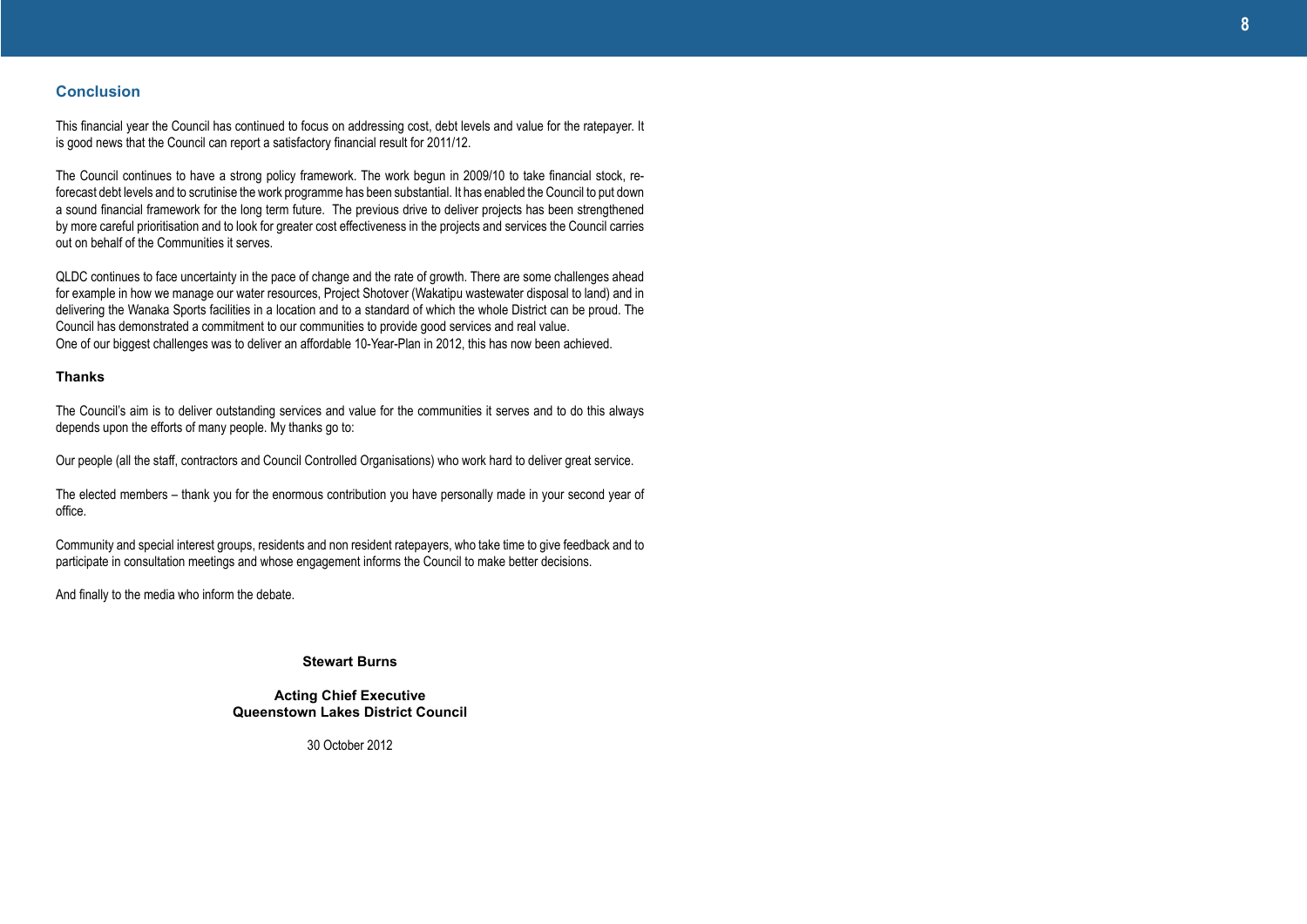## Conclusion

This financial year the Council has continued to focus on addressing cost, debt levels and value for the ratepayer. It is good news that the Council can report a satisfactory financial result for 2011/12.

The Council continues to have a strong policy framework. The work begun in 2009/10 to take financial stock, re-forecast debt levels and to scrutinise the work programme has been substantial. It has enabled the Council to put down a sound financial framework for the long term future. The previous drive to deliver projects has been strengthened by more careful prioritisation and to look for greater cost effectiveness in the projects and services the Council carries out on behalf of the Communities it serves.

QLDC continues to face uncertainty in the pace of change and the rate of growth. There are some challenges ahead for example in how we manage our water resources, Project Shotover (Wakatipu wastewater disposal to land) and in delivering the Wanaka Sports facilities in a location and to a standard of which the whole District can be proud. The Council has demonstrated a commitment to our communities to provide good services and real value.
One of our biggest challenges was to deliver an affordable 10-Year-Plan in 2012, this has now been achieved.

### Thanks

The Council's aim is to deliver outstanding services and value for the communities it serves and to do this always depends upon the efforts of many people. My thanks go to:

Our people (all the staff, contractors and Council Controlled Organisations) who work hard to deliver great service.

The elected members – thank you for the enormous contribution you have personally made in your second year of office.

Community and special interest groups, residents and non resident ratepayers, who take time to give feedback and to participate in consultation meetings and whose engagement informs the Council to make better decisions.

And finally to the media who inform the debate.

**Stewart Burns**

**Acting Chief Executive**
**Queenstown Lakes District Council**

30 October 2012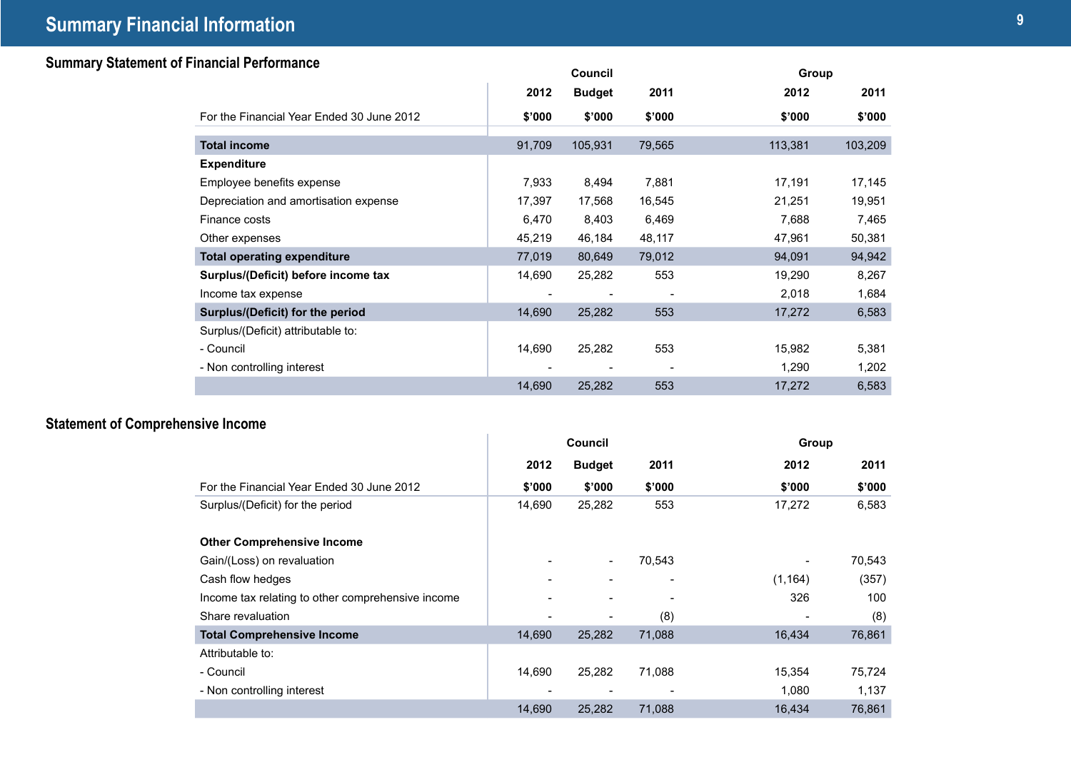# Summary Financial Information

## Summary Statement of Financial Performance

| | Council | | | Group | |
|---|---|---|---|---|---|
| | 2012 | Budget | 2011 | 2012 | 2011 |
| For the Financial Year Ended 30 June 2012 | $'000 | $'000 | $'000 | $'000 | $'000 |
| **Total income** | 91,709 | 105,931 | 79,565 | 113,381 | 103,209 |
| **Expenditure** | | | | | |
| Employee benefits expense | 7,933 | 8,494 | 7,881 | 17,191 | 17,145 |
| Depreciation and amortisation expense | 17,397 | 17,568 | 16,545 | 21,251 | 19,951 |
| Finance costs | 6,470 | 8,403 | 6,469 | 7,688 | 7,465 |
| Other expenses | 45,219 | 46,184 | 48,117 | 47,961 | 50,381 |
| **Total operating expenditure** | 77,019 | 80,649 | 79,012 | 94,091 | 94,942 |
| **Surplus/(Deficit) before income tax** | 14,690 | 25,282 | 553 | 19,290 | 8,267 |
| Income tax expense | - | - | - | 2,018 | 1,684 |
| **Surplus/(Deficit) for the period** | 14,690 | 25,282 | 553 | 17,272 | 6,583 |
| Surplus/(Deficit) attributable to: | | | | | |
| - Council | 14,690 | 25,282 | 553 | 15,982 | 5,381 |
| - Non controlling interest | - | - | - | 1,290 | 1,202 |
| | 14,690 | 25,282 | 553 | 17,272 | 6,583 |

## Statement of Comprehensive Income

| | Council | | | Group | |
|---|---|---|---|---|---|
| | 2012 | Budget | 2011 | 2012 | 2011 |
| For the Financial Year Ended 30 June 2012 | $'000 | $'000 | $'000 | $'000 | $'000 |
| Surplus/(Deficit) for the period | 14,690 | 25,282 | 553 | 17,272 | 6,583 |
| **Other Comprehensive Income** | | | | | |
| Gain/(Loss) on revaluation | - | - | 70,543 | - | 70,543 |
| Cash flow hedges | - | - | - | (1,164) | (357) |
| Income tax relating to other comprehensive income | - | - | - | 326 | 100 |
| Share revaluation | - | - | (8) | - | (8) |
| **Total Comprehensive Income** | 14,690 | 25,282 | 71,088 | 16,434 | 76,861 |
| Attributable to: | | | | | |
| - Council | 14,690 | 25,282 | 71,088 | 15,354 | 75,724 |
| - Non controlling interest | - | - | - | 1,080 | 1,137 |
| | 14,690 | 25,282 | 71,088 | 16,434 | 76,861 |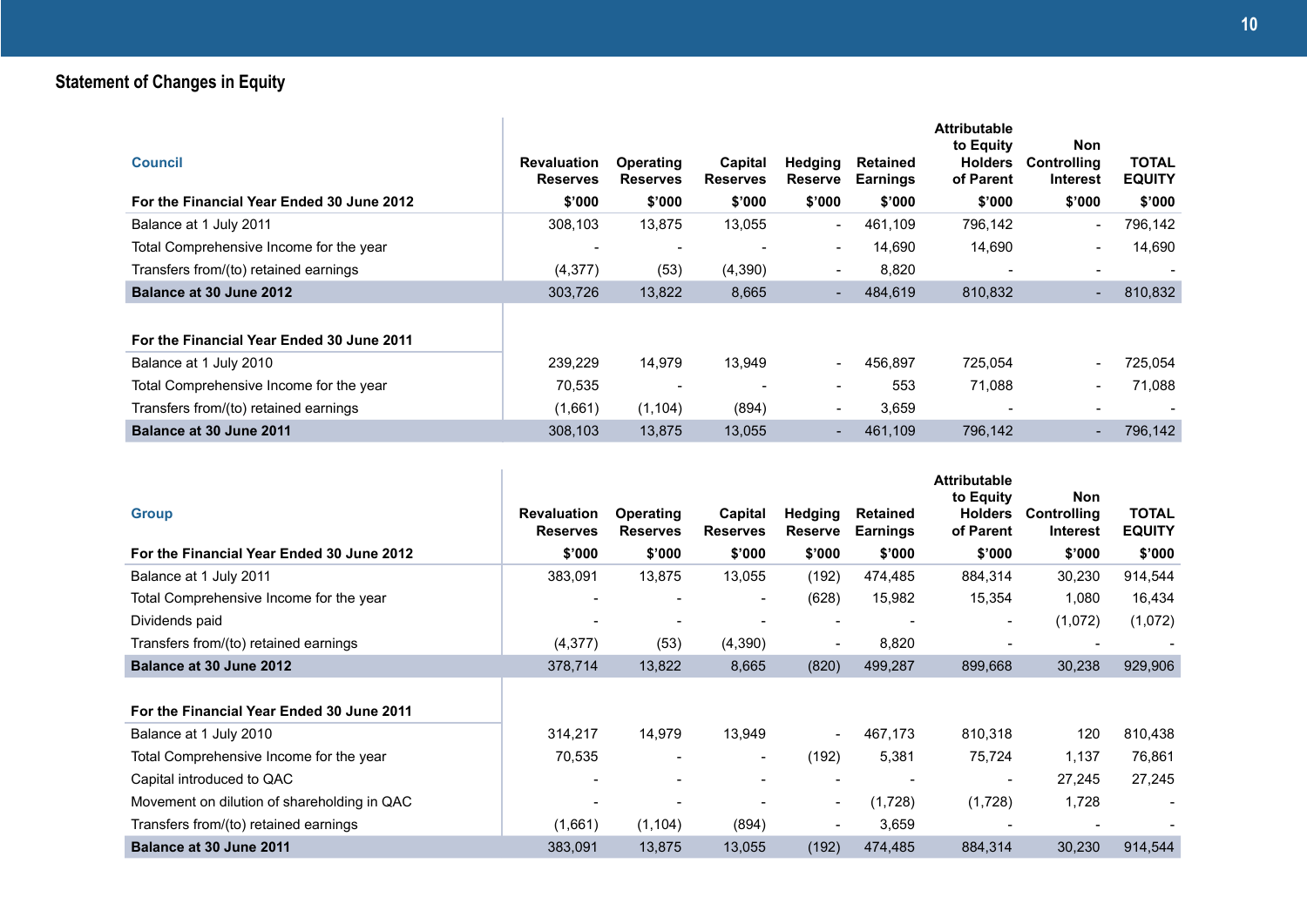## Statement of Changes in Equity

| Council | Revaluation Reserves | Operating Reserves | Capital Reserves | Hedging Reserve | Retained Earnings | Attributable to Equity Holders of Parent | Non Controlling Interest | TOTAL EQUITY |
|---|---|---|---|---|---|---|---|---|
| **For the Financial Year Ended 30 June 2012** | **$'000** | **$'000** | **$'000** | **$'000** | **$'000** | **$'000** | **$'000** | **$'000** |
| Balance at 1 July 2011 | 308,103 | 13,875 | 13,055 | - | 461,109 | 796,142 | - | 796,142 |
| Total Comprehensive Income for the year | - | - | - | - | 14,690 | 14,690 | - | 14,690 |
| Transfers from/(to) retained earnings | (4,377) | (53) | (4,390) | - | 8,820 | - | - | - |
| **Balance at 30 June 2012** | 303,726 | 13,822 | 8,665 | - | 484,619 | 810,832 | - | 810,832 |
| | | | | | | | | |
| **For the Financial Year Ended 30 June 2011** | | | | | | | | |
| Balance at 1 July 2010 | 239,229 | 14,979 | 13,949 | - | 456,897 | 725,054 | - | 725,054 |
| Total Comprehensive Income for the year | 70,535 | - | - | - | 553 | 71,088 | - | 71,088 |
| Transfers from/(to) retained earnings | (1,661) | (1,104) | (894) | - | 3,659 | - | - | - |
| **Balance at 30 June 2011** | 308,103 | 13,875 | 13,055 | - | 461,109 | 796,142 | - | 796,142 |

| Group | Revaluation Reserves | Operating Reserves | Capital Reserves | Hedging Reserve | Retained Earnings | Attributable to Equity Holders of Parent | Non Controlling Interest | TOTAL EQUITY |
|---|---|---|---|---|---|---|---|---|
| **For the Financial Year Ended 30 June 2012** | **$'000** | **$'000** | **$'000** | **$'000** | **$'000** | **$'000** | **$'000** | **$'000** |
| Balance at 1 July 2011 | 383,091 | 13,875 | 13,055 | (192) | 474,485 | 884,314 | 30,230 | 914,544 |
| Total Comprehensive Income for the year | - | - | - | (628) | 15,982 | 15,354 | 1,080 | 16,434 |
| Dividends paid | - | - | - | - | - | - | (1,072) | (1,072) |
| Transfers from/(to) retained earnings | (4,377) | (53) | (4,390) | - | 8,820 | - | - | - |
| **Balance at 30 June 2012** | 378,714 | 13,822 | 8,665 | (820) | 499,287 | 899,668 | 30,238 | 929,906 |
| | | | | | | | | |
| **For the Financial Year Ended 30 June 2011** | | | | | | | | |
| Balance at 1 July 2010 | 314,217 | 14,979 | 13,949 | - | 467,173 | 810,318 | 120 | 810,438 |
| Total Comprehensive Income for the year | 70,535 | - | - | (192) | 5,381 | 75,724 | 1,137 | 76,861 |
| Capital introduced to QAC | - | - | - | - | - | - | 27,245 | 27,245 |
| Movement on dilution of shareholding in QAC | - | - | - | - | (1,728) | (1,728) | 1,728 | - |
| Transfers from/(to) retained earnings | (1,661) | (1,104) | (894) | - | 3,659 | - | - | - |
| **Balance at 30 June 2011** | 383,091 | 13,875 | 13,055 | (192) | 474,485 | 884,314 | 30,230 | 914,544 |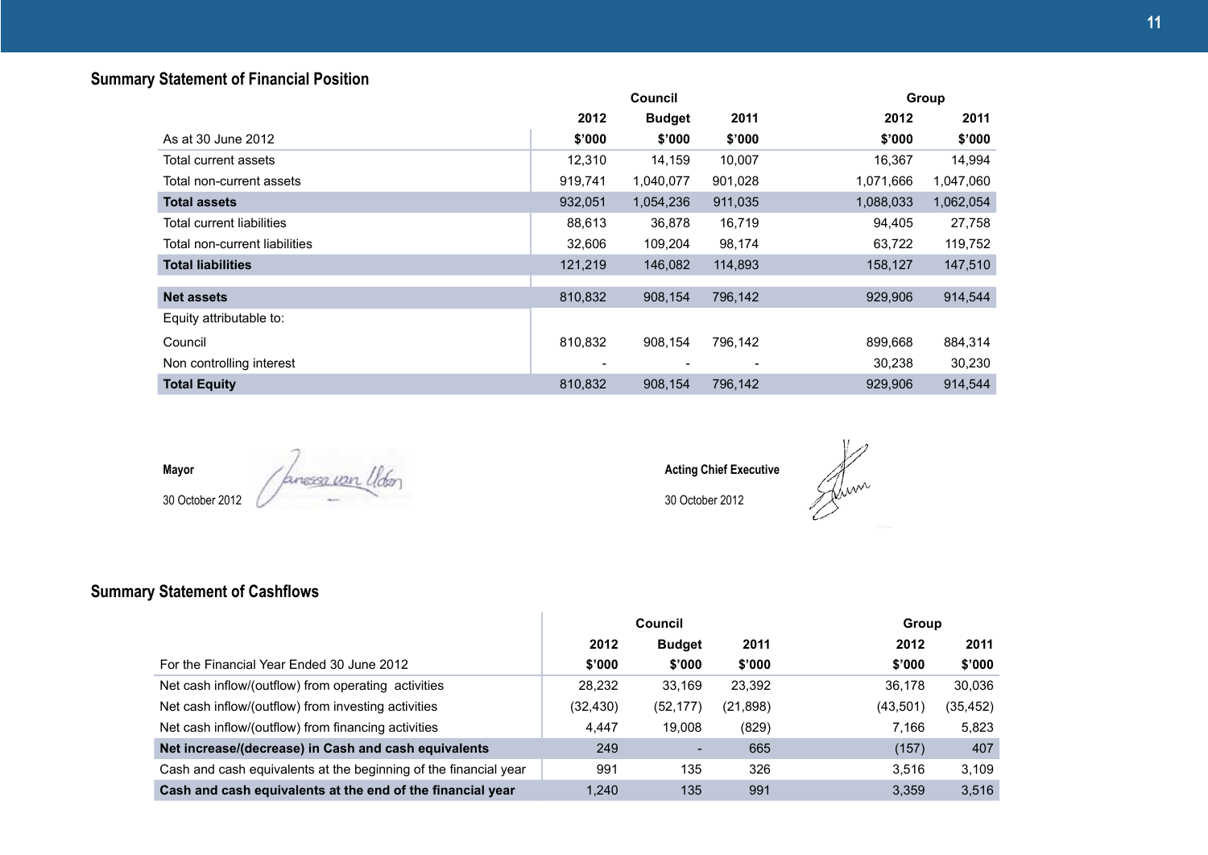## Summary Statement of Financial Position

| | Council | | | Group | |
|---|---|---|---|---|---|
| | 2012 | Budget | 2011 | 2012 | 2011 |
| As at 30 June 2012 | $'000 | $'000 | $'000 | $'000 | $'000 |
| Total current assets | 12,310 | 14,159 | 10,007 | 16,367 | 14,994 |
| Total non-current assets | 919,741 | 1,040,077 | 901,028 | 1,071,666 | 1,047,060 |
| **Total assets** | 932,051 | 1,054,236 | 911,035 | 1,088,033 | 1,062,054 |
| Total current liabilities | 88,613 | 36,878 | 16,719 | 94,405 | 27,758 |
| Total non-current liabilities | 32,606 | 109,204 | 98,174 | 63,722 | 119,752 |
| **Total liabilities** | 121,219 | 146,082 | 114,893 | 158,127 | 147,510 |
| **Net assets** | 810,832 | 908,154 | 796,142 | 929,906 | 914,544 |
| Equity attributable to: | | | | | |
| Council | 810,832 | 908,154 | 796,142 | 899,668 | 884,314 |
| Non controlling interest | - | - | - | 30,238 | 30,230 |
| **Total Equity** | 810,832 | 908,154 | 796,142 | 929,906 | 914,544 |

**Mayor**

30 October 2012

**Acting Chief Executive**

30 October 2012

## Summary Statement of Cashflows

| | Council | | | Group | |
|---|---|---|---|---|---|
| | 2012 | Budget | 2011 | 2012 | 2011 |
| For the Financial Year Ended 30 June 2012 | $'000 | $'000 | $'000 | $'000 | $'000 |
| Net cash inflow/(outflow) from operating activities | 28,232 | 33,169 | 23,392 | 36,178 | 30,036 |
| Net cash inflow/(outflow) from investing activities | (32,430) | (52,177) | (21,898) | (43,501) | (35,452) |
| Net cash inflow/(outflow) from financing activities | 4,447 | 19,008 | (829) | 7,166 | 5,823 |
| **Net increase/(decrease) in Cash and cash equivalents** | 249 | - | 665 | (157) | 407 |
| Cash and cash equivalents at the beginning of the financial year | 991 | 135 | 326 | 3,516 | 3,109 |
| **Cash and cash equivalents at the end of the financial year** | 1,240 | 135 | 991 | 3,359 | 3,516 |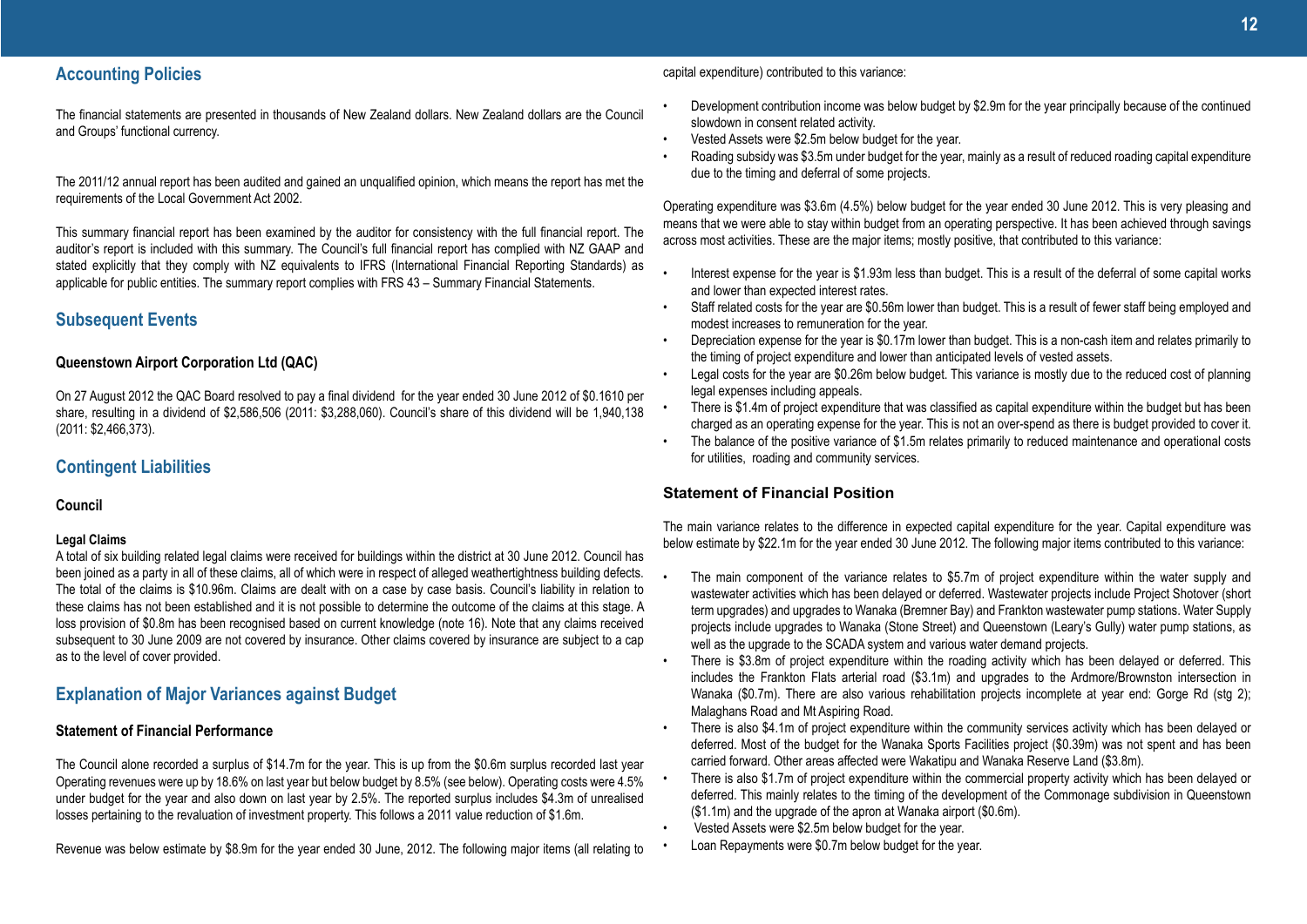## Accounting Policies

The financial statements are presented in thousands of New Zealand dollars. New Zealand dollars are the Council and Groups' functional currency.

The 2011/12 annual report has been audited and gained an unqualified opinion, which means the report has met the requirements of the Local Government Act 2002.

This summary financial report has been examined by the auditor for consistency with the full financial report. The auditor's report is included with this summary. The Council's full financial report has complied with NZ GAAP and stated explicitly that they comply with NZ equivalents to IFRS (International Financial Reporting Standards) as applicable for public entities. The summary report complies with FRS 43 – Summary Financial Statements.

## Subsequent Events

### Queenstown Airport Corporation Ltd (QAC)

On 27 August 2012 the QAC Board resolved to pay a final dividend for the year ended 30 June 2012 of $0.1610 per share, resulting in a dividend of $2,586,506 (2011: $3,288,060). Council's share of this dividend will be 1,940,138 (2011: $2,466,373).

## Contingent Liabilities

### Council

#### Legal Claims

A total of six building related legal claims were received for buildings within the district at 30 June 2012. Council has been joined as a party in all of these claims, all of which were in respect of alleged weathertightness building defects. The total of the claims is $10.96m. Claims are dealt with on a case by case basis. Council's liability in relation to these claims has not been established and it is not possible to determine the outcome of the claims at this stage. A loss provision of $0.8m has been recognised based on current knowledge (note 16). Note that any claims received subsequent to 30 June 2009 are not covered by insurance. Other claims covered by insurance are subject to a cap as to the level of cover provided.

## Explanation of Major Variances against Budget

### Statement of Financial Performance

The Council alone recorded a surplus of $14.7m for the year. This is up from the $0.6m surplus recorded last year Operating revenues were up by 18.6% on last year but below budget by 8.5% (see below). Operating costs were 4.5% under budget for the year and also down on last year by 2.5%. The reported surplus includes $4.3m of unrealised losses pertaining to the revaluation of investment property. This follows a 2011 value reduction of $1.6m.

Revenue was below estimate by $8.9m for the year ended 30 June, 2012. The following major items (all relating to capital expenditure) contributed to this variance:

- Development contribution income was below budget by $2.9m for the year principally because of the continued slowdown in consent related activity.
- Vested Assets were $2.5m below budget for the year.
- Roading subsidy was $3.5m under budget for the year, mainly as a result of reduced roading capital expenditure due to the timing and deferral of some projects.

Operating expenditure was $3.6m (4.5%) below budget for the year ended 30 June 2012. This is very pleasing and means that we were able to stay within budget from an operating perspective. It has been achieved through savings across most activities. These are the major items; mostly positive, that contributed to this variance:

- Interest expense for the year is $1.93m less than budget. This is a result of the deferral of some capital works and lower than expected interest rates.
- Staff related costs for the year are $0.56m lower than budget. This is a result of fewer staff being employed and modest increases to remuneration for the year.
- Depreciation expense for the year is $0.17m lower than budget. This is a non-cash item and relates primarily to the timing of project expenditure and lower than anticipated levels of vested assets.
- Legal costs for the year are $0.26m below budget. This variance is mostly due to the reduced cost of planning legal expenses including appeals.
- There is $1.4m of project expenditure that was classified as capital expenditure within the budget but has been charged as an operating expense for the year. This is not an over-spend as there is budget provided to cover it.
- The balance of the positive variance of $1.5m relates primarily to reduced maintenance and operational costs for utilities, roading and community services.

### Statement of Financial Position

The main variance relates to the difference in expected capital expenditure for the year. Capital expenditure was below estimate by $22.1m for the year ended 30 June 2012. The following major items contributed to this variance:

- The main component of the variance relates to $5.7m of project expenditure within the water supply and wastewater activities which has been delayed or deferred. Wastewater projects include Project Shotover (short term upgrades) and upgrades to Wanaka (Bremner Bay) and Frankton wastewater pump stations. Water Supply projects include upgrades to Wanaka (Stone Street) and Queenstown (Leary's Gully) water pump stations, as well as the upgrade to the SCADA system and various water demand projects.
- There is $3.8m of project expenditure within the roading activity which has been delayed or deferred. This includes the Frankton Flats arterial road ($3.1m) and upgrades to the Ardmore/Brownston intersection in Wanaka ($0.7m). There are also various rehabilitation projects incomplete at year end: Gorge Rd (stg 2); Malaghans Road and Mt Aspiring Road.
- There is also $4.1m of project expenditure within the community services activity which has been delayed or deferred. Most of the budget for the Wanaka Sports Facilities project ($0.39m) was not spent and has been carried forward. Other areas affected were Wakatipu and Wanaka Reserve Land ($3.8m).
- There is also $1.7m of project expenditure within the commercial property activity which has been delayed or deferred. This mainly relates to the timing of the development of the Commonage subdivision in Queenstown ($1.1m) and the upgrade of the apron at Wanaka airport ($0.6m).
- Vested Assets were $2.5m below budget for the year.
- Loan Repayments were $0.7m below budget for the year.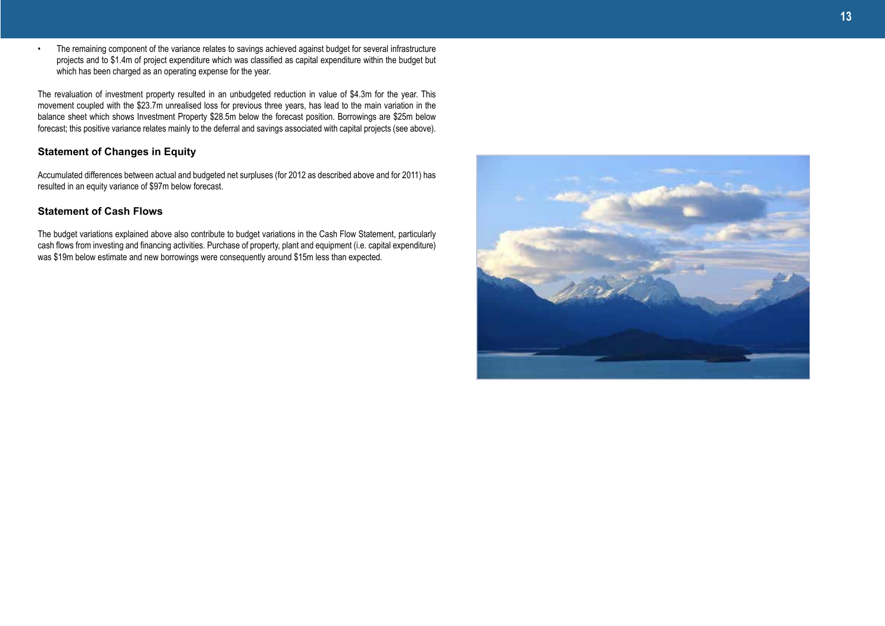- The remaining component of the variance relates to savings achieved against budget for several infrastructure projects and to $1.4m of project expenditure which was classified as capital expenditure within the budget but which has been charged as an operating expense for the year.

The revaluation of investment property resulted in an unbudgeted reduction in value of $4.3m for the year. This movement coupled with the $23.7m unrealised loss for previous three years, has lead to the main variation in the balance sheet which shows Investment Property $28.5m below the forecast position. Borrowings are $25m below forecast; this positive variance relates mainly to the deferral and savings associated with capital projects (see above).

### Statement of Changes in Equity

Accumulated differences between actual and budgeted net surpluses (for 2012 as described above and for 2011) has resulted in an equity variance of $97m below forecast.

### Statement of Cash Flows

The budget variations explained above also contribute to budget variations in the Cash Flow Statement, particularly cash flows from investing and financing activities. Purchase of property, plant and equipment (i.e. capital expenditure) was $19m below estimate and new borrowings were consequently around $15m less than expected.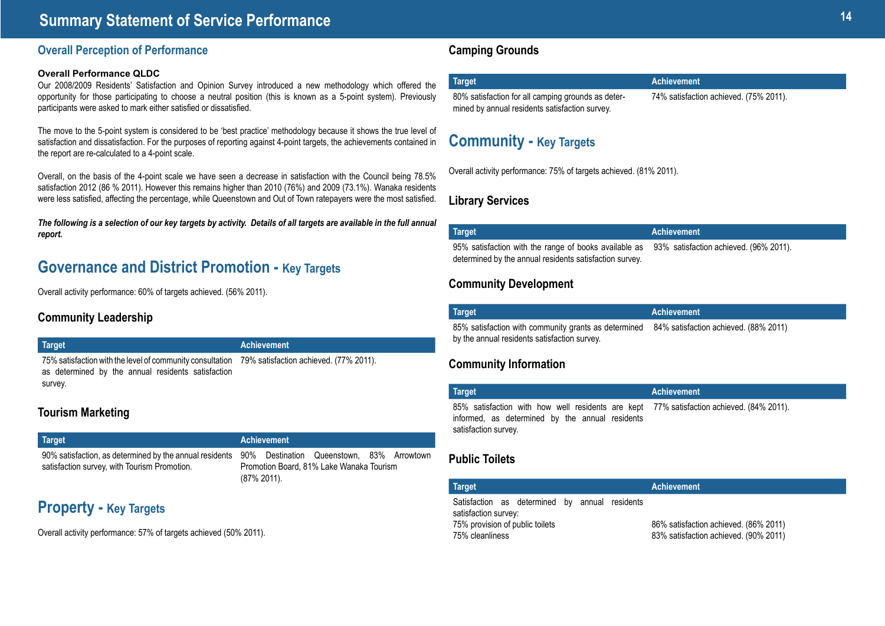# Summary Statement of Service Performance

## Overall Perception of Performance

**Overall Performance QLDC**

Our 2008/2009 Residents' Satisfaction and Opinion Survey introduced a new methodology which offered the opportunity for those participating to choose a neutral position (this is known as a 5-point system). Previously participants were asked to mark either satisfied or dissatisfied.

The move to the 5-point system is considered to be 'best practice' methodology because it shows the true level of satisfaction and dissatisfaction. For the purposes of reporting against 4-point targets, the achievements contained in the report are re-calculated to a 4-point scale.

Overall, on the basis of the 4-point scale we have seen a decrease in satisfaction with the Council being 78.5% satisfaction 2012 (86 % 2011). However this remains higher than 2010 (76%) and 2009 (73.1%). Wanaka residents were less satisfied, affecting the percentage, while Queenstown and Out of Town ratepayers were the most satisfied.

***The following is a selection of our key targets by activity. Details of all targets are available in the full annual report.***

## Governance and District Promotion - Key Targets

Overall activity performance: 60% of targets achieved. (56% 2011).

### Community Leadership

| Target | Achievement |
|---|---|
| 75% satisfaction with the level of community consultation as determined by the annual residents satisfaction survey. | 79% satisfaction achieved. (77% 2011). |

### Tourism Marketing

| Target | Achievement |
|---|---|
| 90% satisfaction, as determined by the annual residents satisfaction survey, with Tourism Promotion. | 90% Destination Queenstown, 83% Arrowtown Promotion Board, 81% Lake Wanaka Tourism (87% 2011). |

## Property - Key Targets

Overall activity performance: 57% of targets achieved (50% 2011).

### Camping Grounds

| Target | Achievement |
|---|---|
| 80% satisfaction for all camping grounds as determined by annual residents satisfaction survey. | 74% satisfaction achieved. (75% 2011). |

## Community - Key Targets

Overall activity performance: 75% of targets achieved. (81% 2011).

### Library Services

| Target | Achievement |
|---|---|
| 95% satisfaction with the range of books available as determined by the annual residents satisfaction survey. | 93% satisfaction achieved. (96% 2011). |

### Community Development

| Target | Achievement |
|---|---|
| 85% satisfaction with community grants as determined by the annual residents satisfaction survey. | 84% satisfaction achieved. (88% 2011) |

### Community Information

| Target | Achievement |
|---|---|
| 85% satisfaction with how well residents are kept informed, as determined by the annual residents satisfaction survey. | 77% satisfaction achieved. (84% 2011). |

### Public Toilets

| Target | Achievement |
|---|---|
| Satisfaction as determined by annual residents satisfaction survey: | |
| 75% provision of public toilets | 86% satisfaction achieved. (86% 2011) |
| 75% cleanliness | 83% satisfaction achieved. (90% 2011) |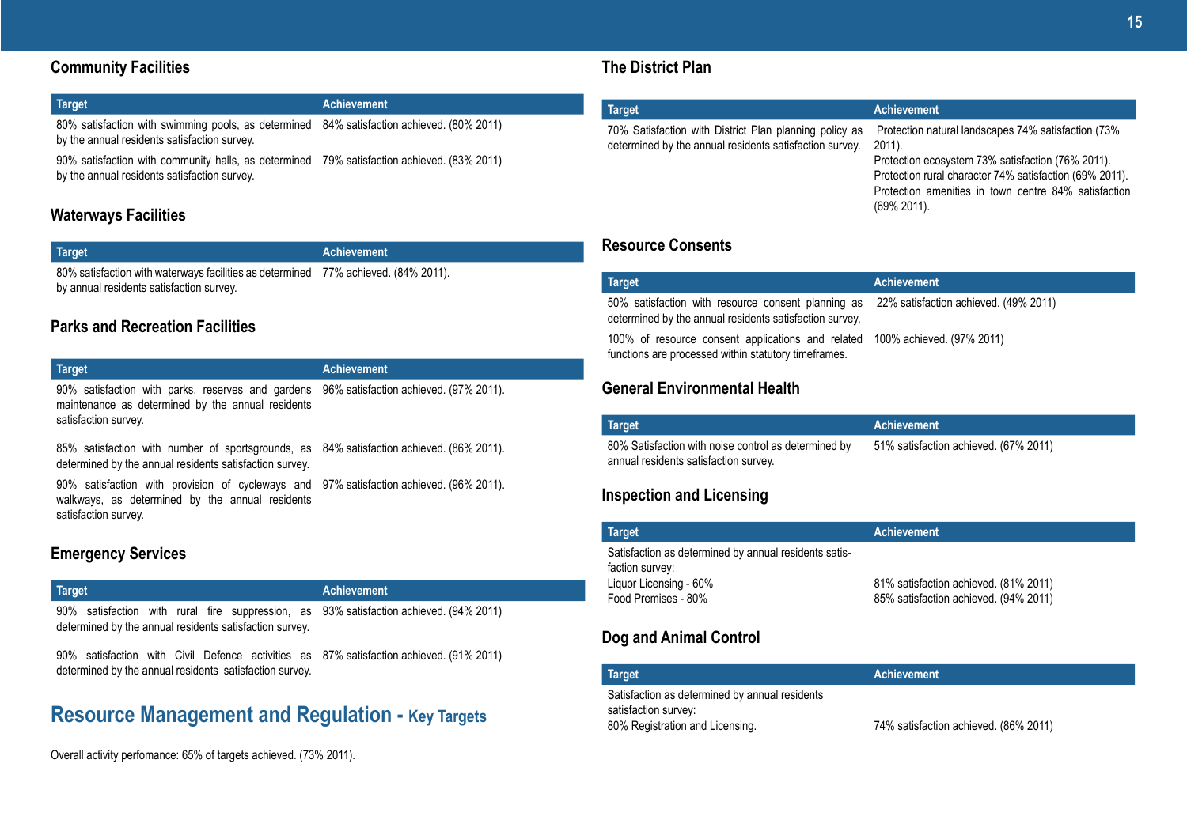## Community Facilities

| Target | Achievement |
|---|---|
| 80% satisfaction with swimming pools, as determined by the annual residents satisfaction survey. | 84% satisfaction achieved. (80% 2011) |
| 90% satisfaction with community halls, as determined by the annual residents satisfaction survey. | 79% satisfaction achieved. (83% 2011) |

## Waterways Facilities

| Target | Achievement |
|---|---|
| 80% satisfaction with waterways facilities as determined by annual residents satisfaction survey. | 77% achieved. (84% 2011). |

## Parks and Recreation Facilities

| Target | Achievement |
|---|---|
| 90% satisfaction with parks, reserves and gardens maintenance as determined by the annual residents satisfaction survey. | 96% satisfaction achieved. (97% 2011). |
| 85% satisfaction with number of sportsgrounds, as determined by the annual residents satisfaction survey. | 84% satisfaction achieved. (86% 2011). |
| 90% satisfaction with provision of cycleways and walkways, as determined by the annual residents satisfaction survey. | 97% satisfaction achieved. (96% 2011). |

## Emergency Services

| Target | Achievement |
|---|---|
| 90% satisfaction with rural fire suppression, as determined by the annual residents satisfaction survey. | 93% satisfaction achieved. (94% 2011) |
| 90% satisfaction with Civil Defence activities as determined by the annual residents satisfaction survey. | 87% satisfaction achieved. (91% 2011) |

# Resource Management and Regulation - Key Targets

Overall activity perfomance: 65% of targets achieved. (73% 2011).

## The District Plan

| Target | Achievement |
|---|---|
| 70% Satisfaction with District Plan planning policy as determined by the annual residents satisfaction survey. | Protection natural landscapes 74% satisfaction (73% 2011).<br>Protection ecosystem 73% satisfaction (76% 2011).<br>Protection rural character 74% satisfaction (69% 2011).<br>Protection amenities in town centre 84% satisfaction (69% 2011). |

## Resource Consents

| Target | Achievement |
|---|---|
| 50% satisfaction with resource consent planning as determined by the annual residents satisfaction survey. | 22% satisfaction achieved. (49% 2011) |
| 100% of resource consent applications and related functions are processed within statutory timeframes. | 100% achieved. (97% 2011) |

## General Environmental Health

| Target | Achievement |
|---|---|
| 80% Satisfaction with noise control as determined by annual residents satisfaction survey. | 51% satisfaction achieved. (67% 2011) |

## Inspection and Licensing

| Target | Achievement |
|---|---|
| Satisfaction as determined by annual residents satisfaction survey: | |
| Liquor Licensing - 60% | 81% satisfaction achieved. (81% 2011) |
| Food Premises - 80% | 85% satisfaction achieved. (94% 2011) |

## Dog and Animal Control

| Target | Achievement |
|---|---|
| Satisfaction as determined by annual residents satisfaction survey: | |
| 80% Registration and Licensing. | 74% satisfaction achieved. (86% 2011) |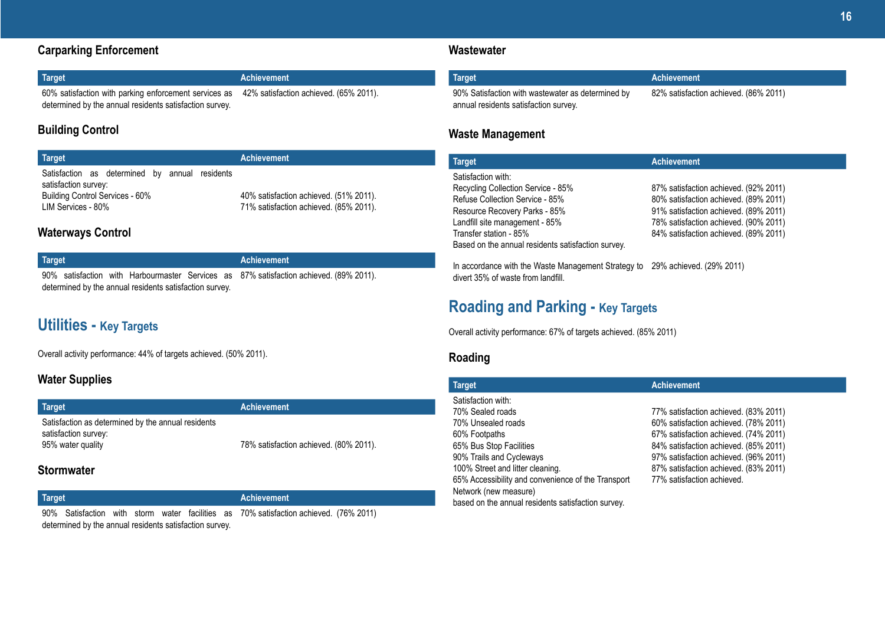### Carparking Enforcement

| Target | Achievement |
|---|---|
| 60% satisfaction with parking enforcement services as determined by the annual residents satisfaction survey. | 42% satisfaction achieved. (65% 2011). |

### Building Control

| Target | Achievement |
|---|---|
| Satisfaction as determined by annual residents satisfaction survey: | |
| Building Control Services - 60% | 40% satisfaction achieved. (51% 2011). |
| LIM Services - 80% | 71% satisfaction achieved. (85% 2011). |

### Waterways Control

| Target | Achievement |
|---|---|
| 90% satisfaction with Harbourmaster Services as determined by the annual residents satisfaction survey. | 87% satisfaction achieved. (89% 2011). |

## Utilities - Key Targets

Overall activity performance: 44% of targets achieved. (50% 2011).

### Water Supplies

| Target | Achievement |
|---|---|
| Satisfaction as determined by the annual residents satisfaction survey: | |
| 95% water quality | 78% satisfaction achieved. (80% 2011). |

### Stormwater

| Target | Achievement |
|---|---|
| 90% Satisfaction with storm water facilities as determined by the annual residents satisfaction survey. | 70% satisfaction achieved. (76% 2011) |

### Wastewater

| Target | Achievement |
|---|---|
| 90% Satisfaction with wastewater as determined by annual residents satisfaction survey. | 82% satisfaction achieved. (86% 2011) |

### Waste Management

| Target | Achievement |
|---|---|
| Satisfaction with: | |
| Recycling Collection Service - 85% | 87% satisfaction achieved. (92% 2011) |
| Refuse Collection Service - 85% | 80% satisfaction achieved. (89% 2011) |
| Resource Recovery Parks - 85% | 91% satisfaction achieved. (89% 2011) |
| Landfill site management - 85% | 78% satisfaction achieved. (90% 2011) |
| Transfer station - 85% | 84% satisfaction achieved. (89% 2011) |
| Based on the annual residents satisfaction survey. | |
| In accordance with the Waste Management Strategy to divert 35% of waste from landfill. | 29% achieved. (29% 2011) |

## Roading and Parking - Key Targets

Overall activity performance: 67% of targets achieved. (85% 2011)

### Roading

| Target | Achievement |
|---|---|
| Satisfaction with: | |
| 70% Sealed roads | 77% satisfaction achieved. (83% 2011) |
| 70% Unsealed roads | 60% satisfaction achieved. (78% 2011) |
| 60% Footpaths | 67% satisfaction achieved. (74% 2011) |
| 65% Bus Stop Facilities | 84% satisfaction achieved. (85% 2011) |
| 90% Trails and Cycleways | 97% satisfaction achieved. (96% 2011) |
| 100% Street and litter cleaning. | 87% satisfaction achieved. (83% 2011) |
| 65% Accessibility and convenience of the Transport Network (new measure) | 77% satisfaction achieved. |
| based on the annual residents satisfaction survey. | |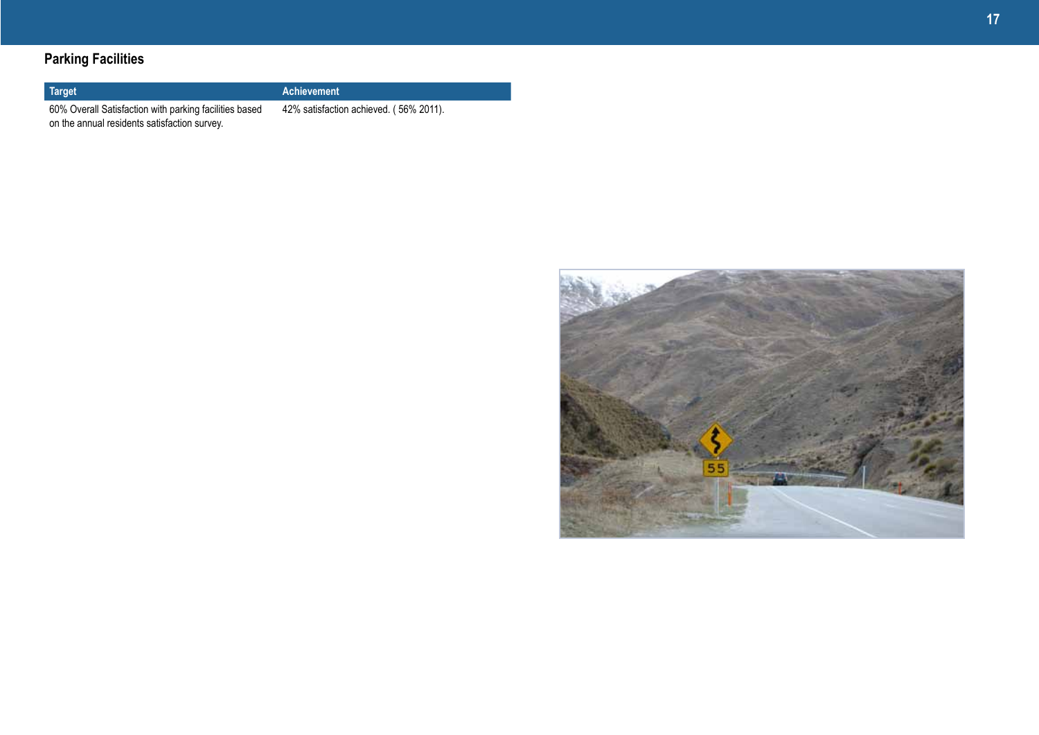## Parking Facilities

| Target | Achievement |
| --- | --- |
| 60% Overall Satisfaction with parking facilities based on the annual residents satisfaction survey. | 42% satisfaction achieved. ( 56% 2011). |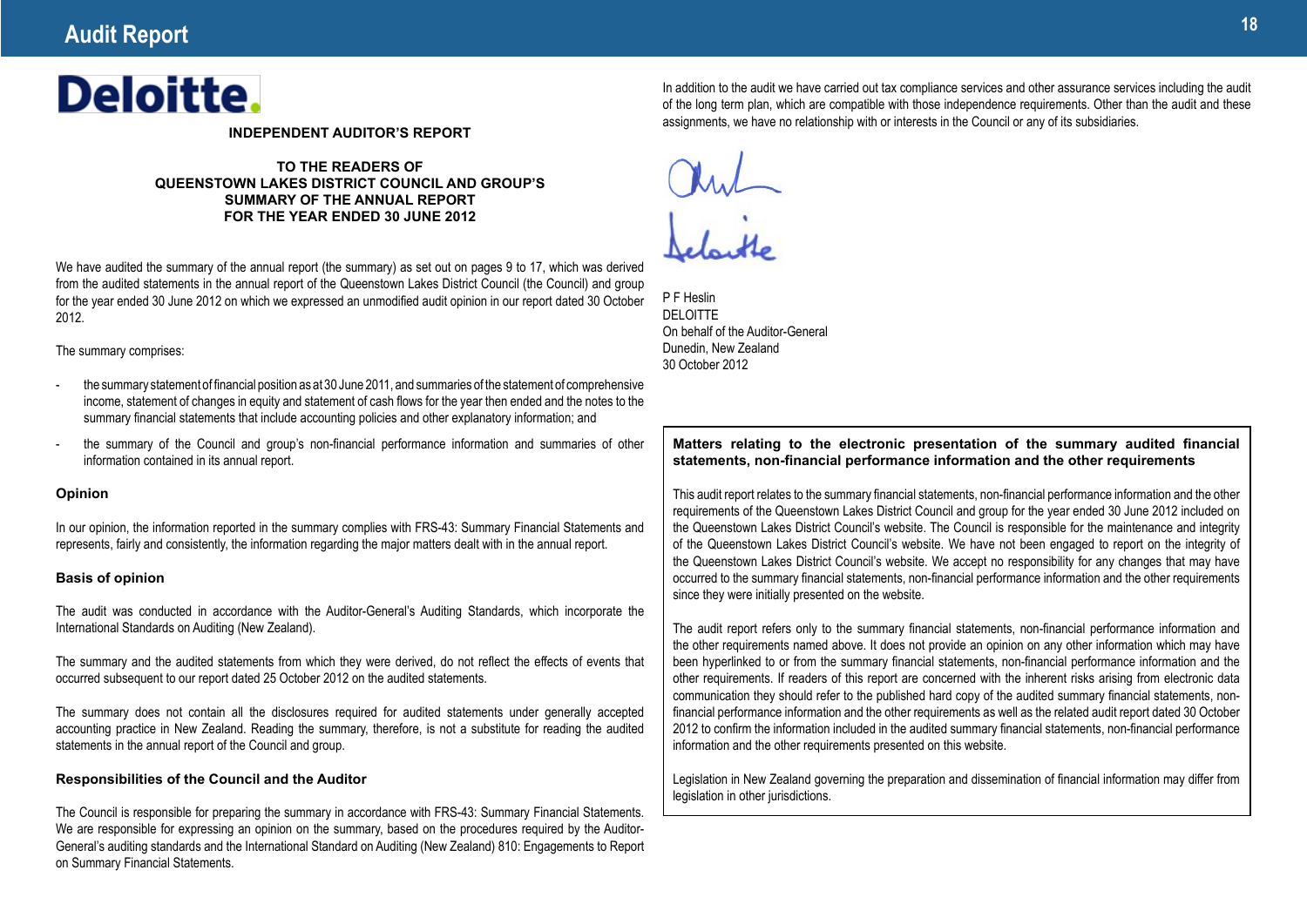# Audit Report

**Deloitte.**

**INDEPENDENT AUDITOR'S REPORT**

**TO THE READERS OF**
**QUEENSTOWN LAKES DISTRICT COUNCIL AND GROUP'S**
**SUMMARY OF THE ANNUAL REPORT**
**FOR THE YEAR ENDED 30 JUNE 2012**

We have audited the summary of the annual report (the summary) as set out on pages 9 to 17, which was derived from the audited statements in the annual report of the Queenstown Lakes District Council (the Council) and group for the year ended 30 June 2012 on which we expressed an unmodified audit opinion in our report dated 30 October 2012.

The summary comprises:

- the summary statement of financial position as at 30 June 2011, and summaries of the statement of comprehensive income, statement of changes in equity and statement of cash flows for the year then ended and the notes to the summary financial statements that include accounting policies and other explanatory information; and
- the summary of the Council and group's non-financial performance information and summaries of other information contained in its annual report.

### Opinion

In our opinion, the information reported in the summary complies with FRS-43: Summary Financial Statements and represents, fairly and consistently, the information regarding the major matters dealt with in the annual report.

### Basis of opinion

The audit was conducted in accordance with the Auditor-General's Auditing Standards, which incorporate the International Standards on Auditing (New Zealand).

The summary and the audited statements from which they were derived, do not reflect the effects of events that occurred subsequent to our report dated 25 October 2012 on the audited statements.

The summary does not contain all the disclosures required for audited statements under generally accepted accounting practice in New Zealand. Reading the summary, therefore, is not a substitute for reading the audited statements in the annual report of the Council and group.

### Responsibilities of the Council and the Auditor

The Council is responsible for preparing the summary in accordance with FRS-43: Summary Financial Statements. We are responsible for expressing an opinion on the summary, based on the procedures required by the Auditor-General's auditing standards and the International Standard on Auditing (New Zealand) 810: Engagements to Report on Summary Financial Statements.

In addition to the audit we have carried out tax compliance services and other assurance services including the audit of the long term plan, which are compatible with those independence requirements. Other than the audit and these assignments, we have no relationship with or interests in the Council or any of its subsidiaries.

P F Heslin
DELOITTE
On behalf of the Auditor-General
Dunedin, New Zealand
30 October 2012

**Matters relating to the electronic presentation of the summary audited financial statements, non-financial performance information and the other requirements**

This audit report relates to the summary financial statements, non-financial performance information and the other requirements of the Queenstown Lakes District Council and group for the year ended 30 June 2012 included on the Queenstown Lakes District Council's website. The Council is responsible for the maintenance and integrity of the Queenstown Lakes District Council's website. We have not been engaged to report on the integrity of the Queenstown Lakes District Council's website. We accept no responsibility for any changes that may have occurred to the summary financial statements, non-financial performance information and the other requirements since they were initially presented on the website.

The audit report refers only to the summary financial statements, non-financial performance information and the other requirements named above. It does not provide an opinion on any other information which may have been hyperlinked to or from the summary financial statements, non-financial performance information and the other requirements. If readers of this report are concerned with the inherent risks arising from electronic data communication they should refer to the published hard copy of the audited summary financial statements, non-financial performance information and the other requirements as well as the related audit report dated 30 October 2012 to confirm the information included in the audited summary financial statements, non-financial performance information and the other requirements presented on this website.

Legislation in New Zealand governing the preparation and dissemination of financial information may differ from legislation in other jurisdictions.